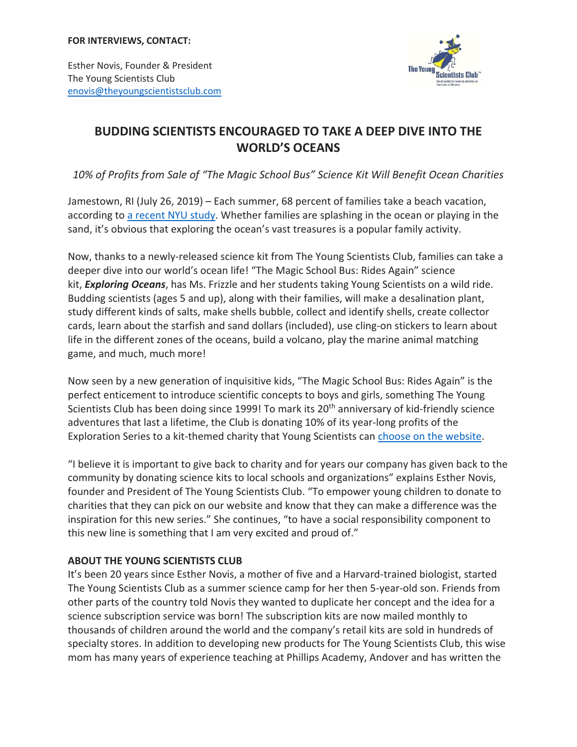**FOR INTERVIEWS, CONTACT:**

Esther Novis, Founder & President
The Young Scientists Club
enovis@theyoungscientistsclub.com

# BUDDING SCIENTISTS ENCOURAGED TO TAKE A DEEP DIVE INTO THE WORLD'S OCEANS

*10% of Profits from Sale of "The Magic School Bus" Science Kit Will Benefit Ocean Charities*

Jamestown, RI (July 26, 2019) – Each summer, 68 percent of families take a beach vacation, according to a recent NYU study. Whether families are splashing in the ocean or playing in the sand, it's obvious that exploring the ocean's vast treasures is a popular family activity.

Now, thanks to a newly-released science kit from The Young Scientists Club, families can take a deeper dive into our world's ocean life! "The Magic School Bus: Rides Again" science kit, ***Exploring Oceans***, has Ms. Frizzle and her students taking Young Scientists on a wild ride. Budding scientists (ages 5 and up), along with their families, will make a desalination plant, study different kinds of salts, make shells bubble, collect and identify shells, create collector cards, learn about the starfish and sand dollars (included), use cling-on stickers to learn about life in the different zones of the oceans, build a volcano, play the marine animal matching game, and much, much more!

Now seen by a new generation of inquisitive kids, "The Magic School Bus: Rides Again" is the perfect enticement to introduce scientific concepts to boys and girls, something The Young Scientists Club has been doing since 1999! To mark its 20th anniversary of kid-friendly science adventures that last a lifetime, the Club is donating 10% of its year-long profits of the Exploration Series to a kit-themed charity that Young Scientists can choose on the website.

"I believe it is important to give back to charity and for years our company has given back to the community by donating science kits to local schools and organizations" explains Esther Novis, founder and President of The Young Scientists Club. "To empower young children to donate to charities that they can pick on our website and know that they can make a difference was the inspiration for this new series." She continues, "to have a social responsibility component to this new line is something that I am very excited and proud of."

**ABOUT THE YOUNG SCIENTISTS CLUB**

It's been 20 years since Esther Novis, a mother of five and a Harvard-trained biologist, started The Young Scientists Club as a summer science camp for her then 5-year-old son. Friends from other parts of the country told Novis they wanted to duplicate her concept and the idea for a science subscription service was born! The subscription kits are now mailed monthly to thousands of children around the world and the company's retail kits are sold in hundreds of specialty stores. In addition to developing new products for The Young Scientists Club, this wise mom has many years of experience teaching at Phillips Academy, Andover and has written the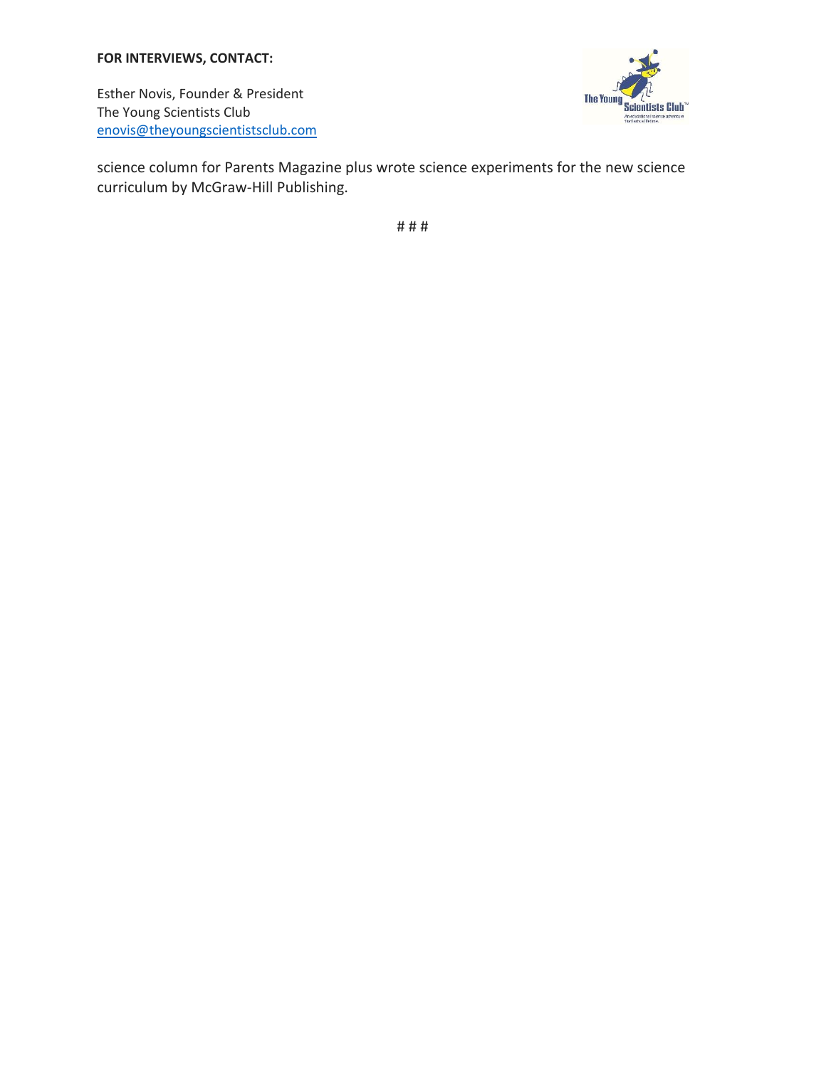**FOR INTERVIEWS, CONTACT:**

Esther Novis, Founder & President
The Young Scientists Club
enovis@theyoungscientistsclub.com

science column for Parents Magazine plus wrote science experiments for the new science curriculum by McGraw-Hill Publishing.

# # #